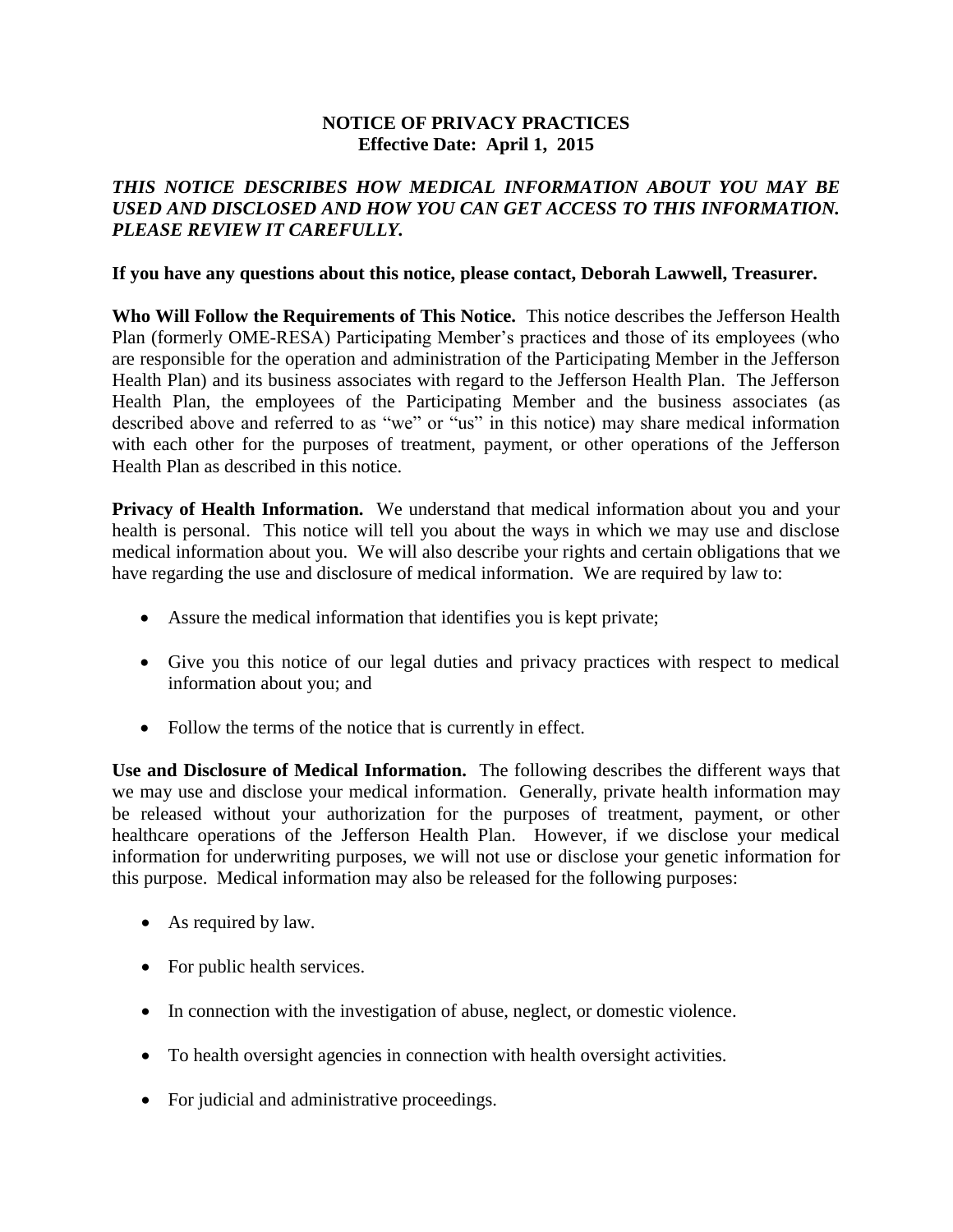# NOTICE OF PRIVACY PRACTICES
**Effective Date: April 1, 2015**

***THIS NOTICE DESCRIBES HOW MEDICAL INFORMATION ABOUT YOU MAY BE USED AND DISCLOSED AND HOW YOU CAN GET ACCESS TO THIS INFORMATION. PLEASE REVIEW IT CAREFULLY.***

**If you have any questions about this notice, please contact, Deborah Lawwell, Treasurer.**

**Who Will Follow the Requirements of This Notice.** This notice describes the Jefferson Health Plan (formerly OME-RESA) Participating Member's practices and those of its employees (who are responsible for the operation and administration of the Participating Member in the Jefferson Health Plan) and its business associates with regard to the Jefferson Health Plan. The Jefferson Health Plan, the employees of the Participating Member and the business associates (as described above and referred to as "we" or "us" in this notice) may share medical information with each other for the purposes of treatment, payment, or other operations of the Jefferson Health Plan as described in this notice.

**Privacy of Health Information.** We understand that medical information about you and your health is personal. This notice will tell you about the ways in which we may use and disclose medical information about you. We will also describe your rights and certain obligations that we have regarding the use and disclosure of medical information. We are required by law to:

- Assure the medical information that identifies you is kept private;
- Give you this notice of our legal duties and privacy practices with respect to medical information about you; and
- Follow the terms of the notice that is currently in effect.

**Use and Disclosure of Medical Information.** The following describes the different ways that we may use and disclose your medical information. Generally, private health information may be released without your authorization for the purposes of treatment, payment, or other healthcare operations of the Jefferson Health Plan. However, if we disclose your medical information for underwriting purposes, we will not use or disclose your genetic information for this purpose. Medical information may also be released for the following purposes:

- As required by law.
- For public health services.
- In connection with the investigation of abuse, neglect, or domestic violence.
- To health oversight agencies in connection with health oversight activities.
- For judicial and administrative proceedings.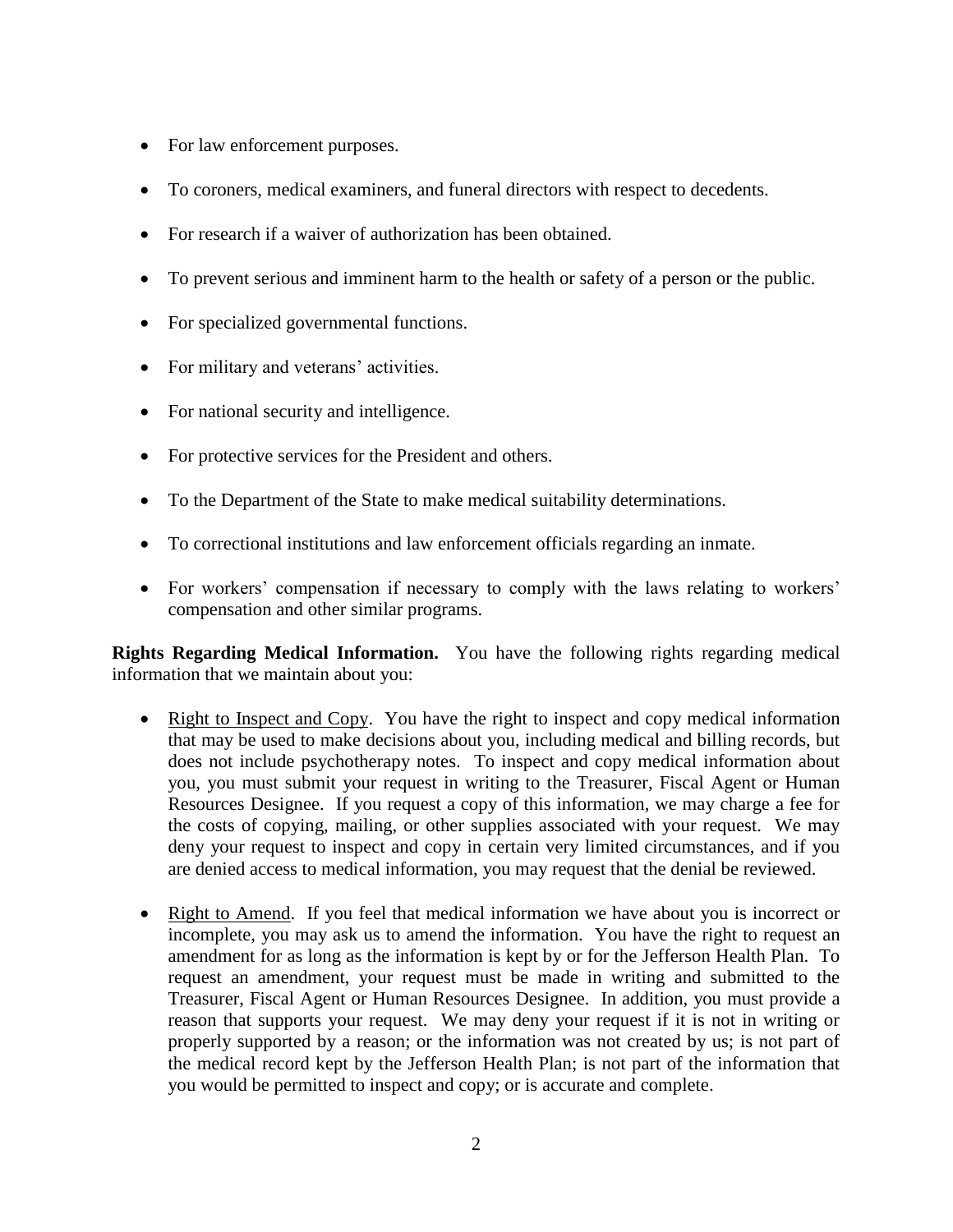- For law enforcement purposes.
- To coroners, medical examiners, and funeral directors with respect to decedents.
- For research if a waiver of authorization has been obtained.
- To prevent serious and imminent harm to the health or safety of a person or the public.
- For specialized governmental functions.
- For military and veterans' activities.
- For national security and intelligence.
- For protective services for the President and others.
- To the Department of the State to make medical suitability determinations.
- To correctional institutions and law enforcement officials regarding an inmate.
- For workers' compensation if necessary to comply with the laws relating to workers' compensation and other similar programs.

**Rights Regarding Medical Information.** You have the following rights regarding medical information that we maintain about you:

- Right to Inspect and Copy. You have the right to inspect and copy medical information that may be used to make decisions about you, including medical and billing records, but does not include psychotherapy notes. To inspect and copy medical information about you, you must submit your request in writing to the Treasurer, Fiscal Agent or Human Resources Designee. If you request a copy of this information, we may charge a fee for the costs of copying, mailing, or other supplies associated with your request. We may deny your request to inspect and copy in certain very limited circumstances, and if you are denied access to medical information, you may request that the denial be reviewed.
- Right to Amend. If you feel that medical information we have about you is incorrect or incomplete, you may ask us to amend the information. You have the right to request an amendment for as long as the information is kept by or for the Jefferson Health Plan. To request an amendment, your request must be made in writing and submitted to the Treasurer, Fiscal Agent or Human Resources Designee. In addition, you must provide a reason that supports your request. We may deny your request if it is not in writing or properly supported by a reason; or the information was not created by us; is not part of the medical record kept by the Jefferson Health Plan; is not part of the information that you would be permitted to inspect and copy; or is accurate and complete.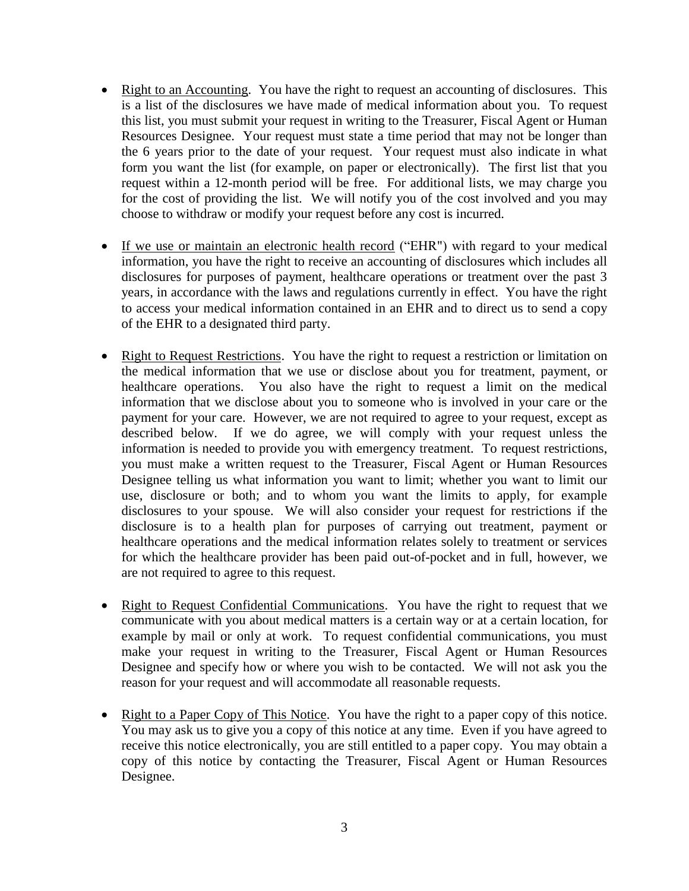- Right to an Accounting. You have the right to request an accounting of disclosures. This is a list of the disclosures we have made of medical information about you. To request this list, you must submit your request in writing to the Treasurer, Fiscal Agent or Human Resources Designee. Your request must state a time period that may not be longer than the 6 years prior to the date of your request. Your request must also indicate in what form you want the list (for example, on paper or electronically). The first list that you request within a 12-month period will be free. For additional lists, we may charge you for the cost of providing the list. We will notify you of the cost involved and you may choose to withdraw or modify your request before any cost is incurred.

- If we use or maintain an electronic health record ("EHR") with regard to your medical information, you have the right to receive an accounting of disclosures which includes all disclosures for purposes of payment, healthcare operations or treatment over the past 3 years, in accordance with the laws and regulations currently in effect. You have the right to access your medical information contained in an EHR and to direct us to send a copy of the EHR to a designated third party.

- Right to Request Restrictions. You have the right to request a restriction or limitation on the medical information that we use or disclose about you for treatment, payment, or healthcare operations. You also have the right to request a limit on the medical information that we disclose about you to someone who is involved in your care or the payment for your care. However, we are not required to agree to your request, except as described below. If we do agree, we will comply with your request unless the information is needed to provide you with emergency treatment. To request restrictions, you must make a written request to the Treasurer, Fiscal Agent or Human Resources Designee telling us what information you want to limit; whether you want to limit our use, disclosure or both; and to whom you want the limits to apply, for example disclosures to your spouse. We will also consider your request for restrictions if the disclosure is to a health plan for purposes of carrying out treatment, payment or healthcare operations and the medical information relates solely to treatment or services for which the healthcare provider has been paid out-of-pocket and in full, however, we are not required to agree to this request.

- Right to Request Confidential Communications. You have the right to request that we communicate with you about medical matters is a certain way or at a certain location, for example by mail or only at work. To request confidential communications, you must make your request in writing to the Treasurer, Fiscal Agent or Human Resources Designee and specify how or where you wish to be contacted. We will not ask you the reason for your request and will accommodate all reasonable requests.

- Right to a Paper Copy of This Notice. You have the right to a paper copy of this notice. You may ask us to give you a copy of this notice at any time. Even if you have agreed to receive this notice electronically, you are still entitled to a paper copy. You may obtain a copy of this notice by contacting the Treasurer, Fiscal Agent or Human Resources Designee.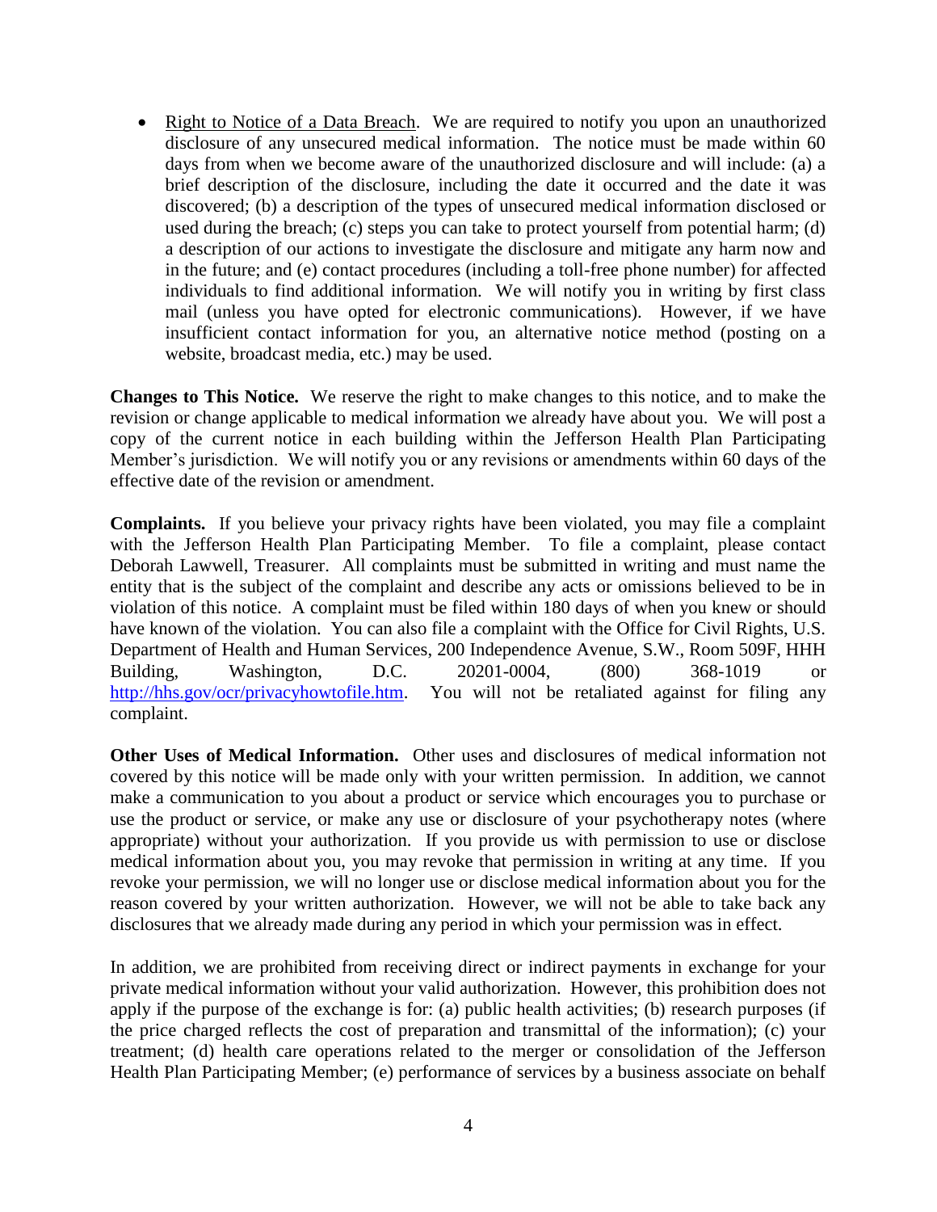- Right to Notice of a Data Breach. We are required to notify you upon an unauthorized disclosure of any unsecured medical information. The notice must be made within 60 days from when we become aware of the unauthorized disclosure and will include: (a) a brief description of the disclosure, including the date it occurred and the date it was discovered; (b) a description of the types of unsecured medical information disclosed or used during the breach; (c) steps you can take to protect yourself from potential harm; (d) a description of our actions to investigate the disclosure and mitigate any harm now and in the future; and (e) contact procedures (including a toll-free phone number) for affected individuals to find additional information. We will notify you in writing by first class mail (unless you have opted for electronic communications). However, if we have insufficient contact information for you, an alternative notice method (posting on a website, broadcast media, etc.) may be used.

**Changes to This Notice.** We reserve the right to make changes to this notice, and to make the revision or change applicable to medical information we already have about you. We will post a copy of the current notice in each building within the Jefferson Health Plan Participating Member's jurisdiction. We will notify you or any revisions or amendments within 60 days of the effective date of the revision or amendment.

**Complaints.** If you believe your privacy rights have been violated, you may file a complaint with the Jefferson Health Plan Participating Member. To file a complaint, please contact Deborah Lawwell, Treasurer. All complaints must be submitted in writing and must name the entity that is the subject of the complaint and describe any acts or omissions believed to be in violation of this notice. A complaint must be filed within 180 days of when you knew or should have known of the violation. You can also file a complaint with the Office for Civil Rights, U.S. Department of Health and Human Services, 200 Independence Avenue, S.W., Room 509F, HHH Building, Washington, D.C. 20201-0004, (800) 368-1019 or http://hhs.gov/ocr/privacyhowtofile.htm. You will not be retaliated against for filing any complaint.

**Other Uses of Medical Information.** Other uses and disclosures of medical information not covered by this notice will be made only with your written permission. In addition, we cannot make a communication to you about a product or service which encourages you to purchase or use the product or service, or make any use or disclosure of your psychotherapy notes (where appropriate) without your authorization. If you provide us with permission to use or disclose medical information about you, you may revoke that permission in writing at any time. If you revoke your permission, we will no longer use or disclose medical information about you for the reason covered by your written authorization. However, we will not be able to take back any disclosures that we already made during any period in which your permission was in effect.

In addition, we are prohibited from receiving direct or indirect payments in exchange for your private medical information without your valid authorization. However, this prohibition does not apply if the purpose of the exchange is for: (a) public health activities; (b) research purposes (if the price charged reflects the cost of preparation and transmittal of the information); (c) your treatment; (d) health care operations related to the merger or consolidation of the Jefferson Health Plan Participating Member; (e) performance of services by a business associate on behalf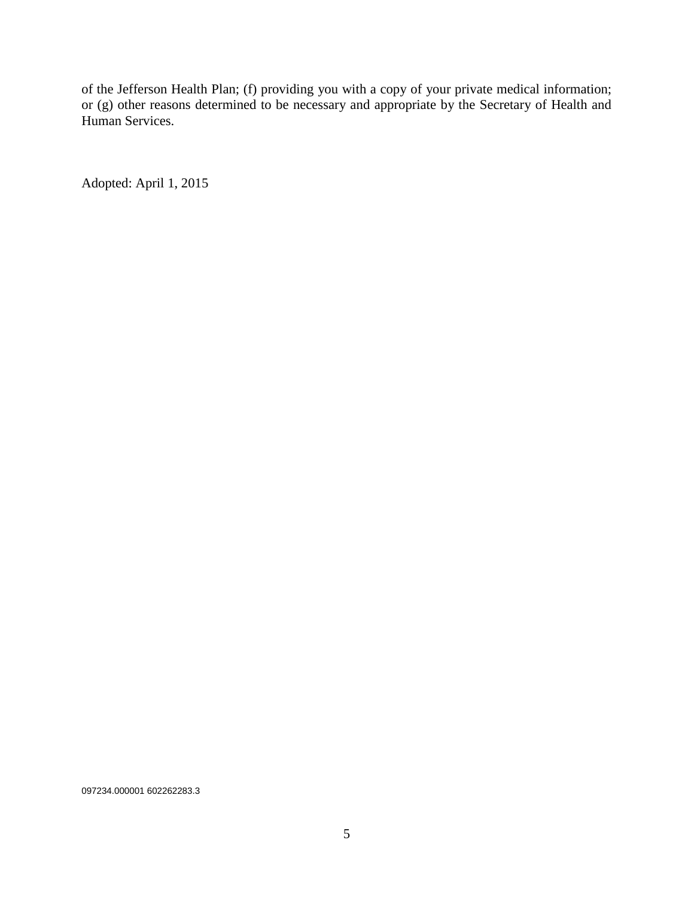of the Jefferson Health Plan; (f) providing you with a copy of your private medical information; or (g) other reasons determined to be necessary and appropriate by the Secretary of Health and Human Services.

Adopted: April 1, 2015

097234.000001 602262283.3